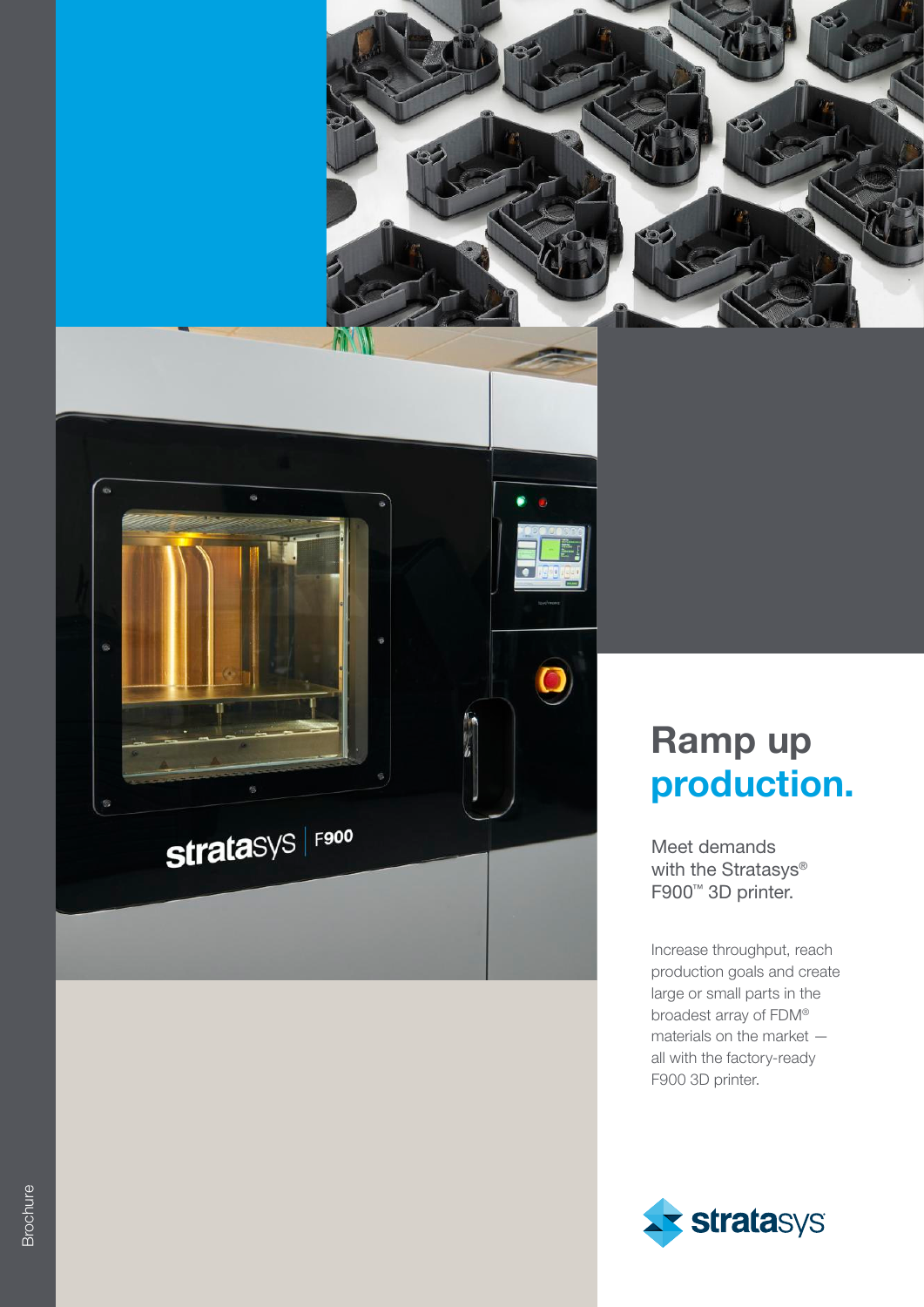Brochure

# Ramp up production.

Meet demands with the Stratasys® F900™ 3D printer.

Increase throughput, reach production goals and create large or small parts in the broadest array of FDM® materials on the market — all with the factory-ready F900 3D printer.

stratasys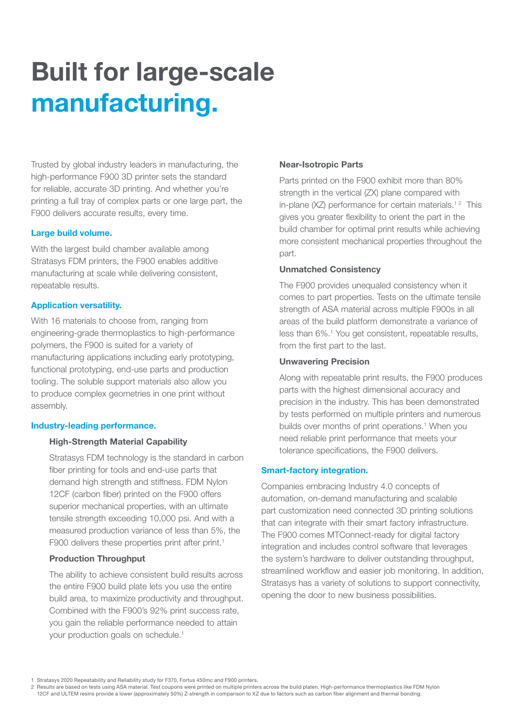# Built for large-scale manufacturing.

Trusted by global industry leaders in manufacturing, the high-performance F900 3D printer sets the standard for reliable, accurate 3D printing. And whether you're printing a full tray of complex parts or one large part, the F900 delivers accurate results, every time.

### Large build volume.

With the largest build chamber available among Stratasys FDM printers, the F900 enables additive manufacturing at scale while delivering consistent, repeatable results.

### Application versatility.

With 16 materials to choose from, ranging from engineering-grade thermoplastics to high-performance polymers, the F900 is suited for a variety of manufacturing applications including early prototyping, functional prototyping, end-use parts and production tooling. The soluble support materials also allow you to produce complex geometries in one print without assembly.

### Industry-leading performance.

#### High-Strength Material Capability

Stratasys FDM technology is the standard in carbon fiber printing for tools and end-use parts that demand high strength and stiffness. FDM Nylon 12CF (carbon fiber) printed on the F900 offers superior mechanical properties, with an ultimate tensile strength exceeding 10,000 psi. And with a measured production variance of less than 5%, the F900 delivers these properties print after print.[1]

#### Production Throughput

The ability to achieve consistent build results across the entire F900 build plate lets you use the entire build area, to maximize productivity and throughput. Combined with the F900's 92% print success rate, you gain the reliable performance needed to attain your production goals on schedule.[1]

#### Near-Isotropic Parts

Parts printed on the F900 exhibit more than 80% strength in the vertical (ZX) plane compared with in-plane (XZ) performance for certain materials.[1,2] This gives you greater flexibility to orient the part in the build chamber for optimal print results while achieving more consistent mechanical properties throughout the part.

#### Unmatched Consistency

The F900 provides unequaled consistency when it comes to part properties. Tests on the ultimate tensile strength of ASA material across multiple F900s in all areas of the build platform demonstrate a variance of less than 6%.[1] You get consistent, repeatable results, from the first part to the last.

#### Unwavering Precision

Along with repeatable print results, the F900 produces parts with the highest dimensional accuracy and precision in the industry. This has been demonstrated by tests performed on multiple printers and numerous builds over months of print operations.[1] When you need reliable print performance that meets your tolerance specifications, the F900 delivers.

### Smart-factory integration.

Companies embracing Industry 4.0 concepts of automation, on-demand manufacturing and scalable part customization need connected 3D printing solutions that can integrate with their smart factory infrastructure. The F900 comes MTConnect-ready for digital factory integration and includes control software that leverages the system's hardware to deliver outstanding throughput, streamlined workflow and easier job monitoring. In addition, Stratasys has a variety of solutions to support connectivity, opening the door to new business possibilities.

1 Stratasys 2020 Repeatability and Reliability study for F370, Fortus 450mc and F900 printers.

2 Results are based on tests using ASA material. Test coupons were printed on multiple printers across the build platen. High-performance thermoplastics like FDM Nylon 12CF and ULTEM resins provide a lower (approximately 50%) Z-strength in comparison to XZ due to factors such as carbon fiber alignment and thermal bonding.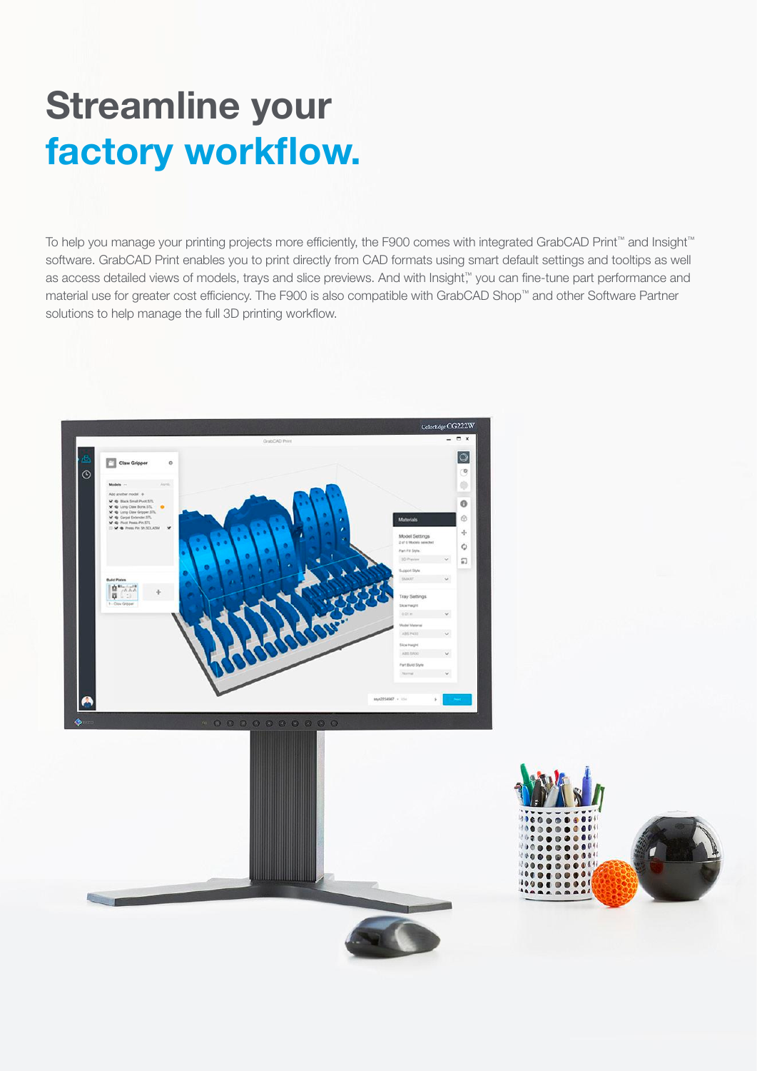# Streamline your factory workflow.

To help you manage your printing projects more efficiently, the F900 comes with integrated GrabCAD Print™ and Insight™ software. GrabCAD Print enables you to print directly from CAD formats using smart default settings and tooltips as well as access detailed views of models, trays and slice previews. And with Insight™ you can fine-tune part performance and material use for greater cost efficiency. The F900 is also compatible with GrabCAD Shop™ and other Software Partner solutions to help manage the full 3D printing workflow.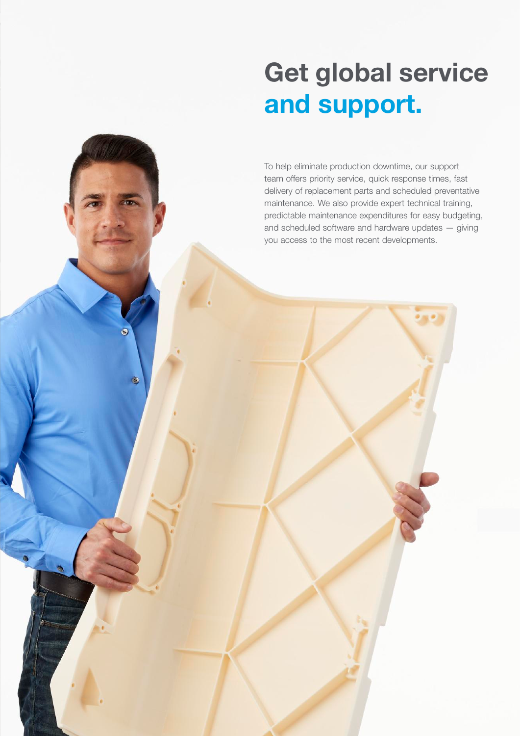# Get global service and support.

To help eliminate production downtime, our support team offers priority service, quick response times, fast delivery of replacement parts and scheduled preventative maintenance. We also provide expert technical training, predictable maintenance expenditures for easy budgeting, and scheduled software and hardware updates — giving you access to the most recent developments.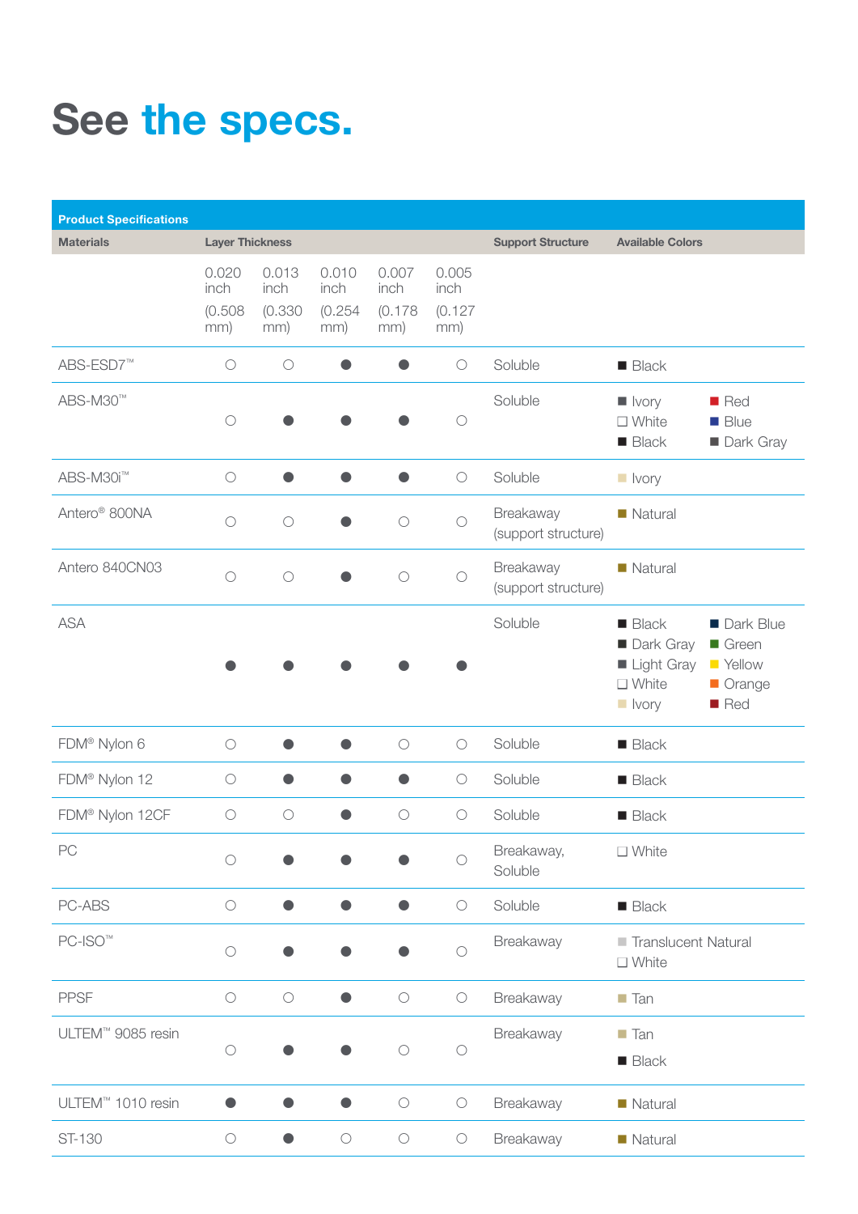# See the specs.

**Product Specifications**

| Materials | Layer Thickness 0.020 inch (0.508 mm) | 0.013 inch (0.330 mm) | 0.010 inch (0.254 mm) | 0.007 inch (0.178 mm) | 0.005 inch (0.127 mm) | Support Structure | Available Colors |
|---|---|---|---|---|---|---|---|
| ABS-ESD7™ | ○ | ○ | ● | ● | ○ | Soluble | Black |
| ABS-M30™ | ○ | ● | ● | ● | ○ | Soluble | Ivory, White, Black, Red, Blue, Dark Gray |
| ABS-M30i™ | ○ | ● | ● | ● | ○ | Soluble | Ivory |
| Antero® 800NA | ○ | ○ | ● | ○ | ○ | Breakaway (support structure) | Natural |
| Antero 840CN03 | ○ | ○ | ● | ○ | ○ | Breakaway (support structure) | Natural |
| ASA | ● | ● | ● | ● | ● | Soluble | Black, Dark Gray, Light Gray, White, Ivory, Dark Blue, Green, Yellow, Orange, Red |
| FDM® Nylon 6 | ○ | ● | ● | ○ | ○ | Soluble | Black |
| FDM® Nylon 12 | ○ | ● | ● | ● | ○ | Soluble | Black |
| FDM® Nylon 12CF | ○ | ○ | ● | ○ | ○ | Soluble | Black |
| PC | ○ | ● | ● | ● | ○ | Breakaway, Soluble | White |
| PC-ABS | ○ | ● | ● | ● | ○ | Soluble | Black |
| PC-ISO™ | ○ | ● | ● | ● | ○ | Breakaway | Translucent Natural, White |
| PPSF | ○ | ○ | ● | ○ | ○ | Breakaway | Tan |
| ULTEM™ 9085 resin | ○ | ● | ● | ○ | ○ | Breakaway | Tan, Black |
| ULTEM™ 1010 resin | ● | ● | ● | ○ | ○ | Breakaway | Natural |
| ST-130 | ○ | ● | ○ | ○ | ○ | Breakaway | Natural |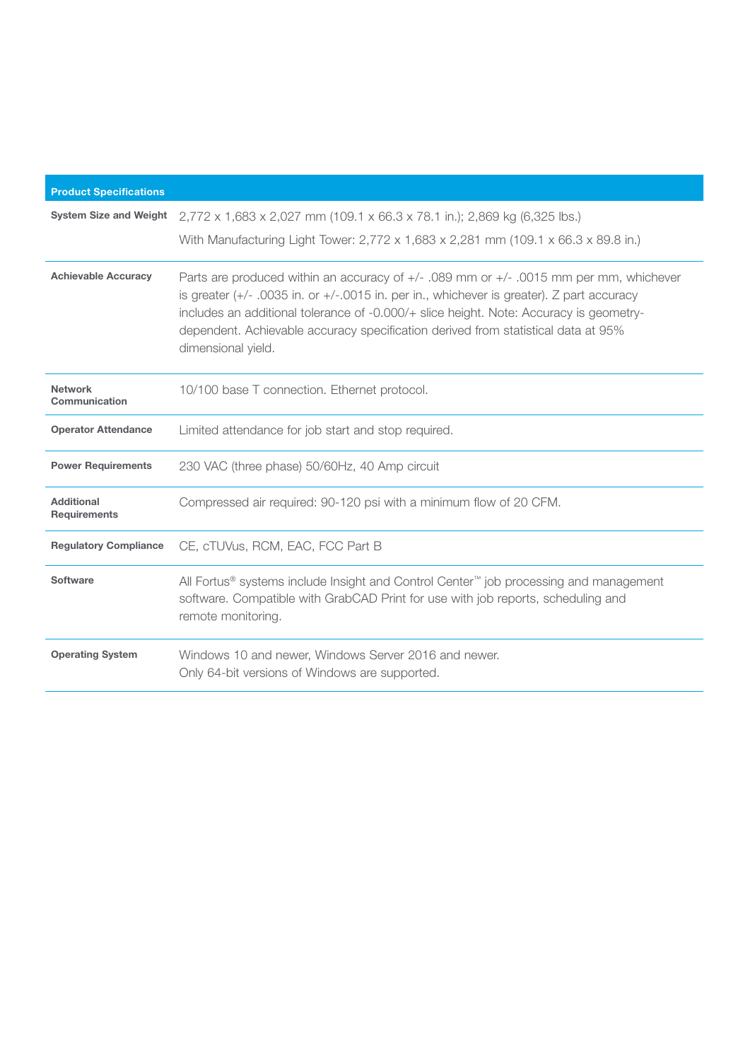| Product Specifications | |
|---|---|
| **System Size and Weight** | 2,772 x 1,683 x 2,027 mm (109.1 x 66.3 x 78.1 in.); 2,869 kg (6,325 lbs.)<br>With Manufacturing Light Tower: 2,772 x 1,683 x 2,281 mm (109.1 x 66.3 x 89.8 in.) |
| **Achievable Accuracy** | Parts are produced within an accuracy of +/- .089 mm or +/- .0015 mm per mm, whichever is greater (+/- .0035 in. or +/-.0015 in. per in., whichever is greater). Z part accuracy includes an additional tolerance of -0.000/+ slice height. Note: Accuracy is geometry-dependent. Achievable accuracy specification derived from statistical data at 95% dimensional yield. |
| **Network Communication** | 10/100 base T connection. Ethernet protocol. |
| **Operator Attendance** | Limited attendance for job start and stop required. |
| **Power Requirements** | 230 VAC (three phase) 50/60Hz, 40 Amp circuit |
| **Additional Requirements** | Compressed air required: 90-120 psi with a minimum flow of 20 CFM. |
| **Regulatory Compliance** | CE, cTUVus, RCM, EAC, FCC Part B |
| **Software** | All Fortus® systems include Insight and Control Center™ job processing and management software. Compatible with GrabCAD Print for use with job reports, scheduling and remote monitoring. |
| **Operating System** | Windows 10 and newer, Windows Server 2016 and newer.<br>Only 64-bit versions of Windows are supported. |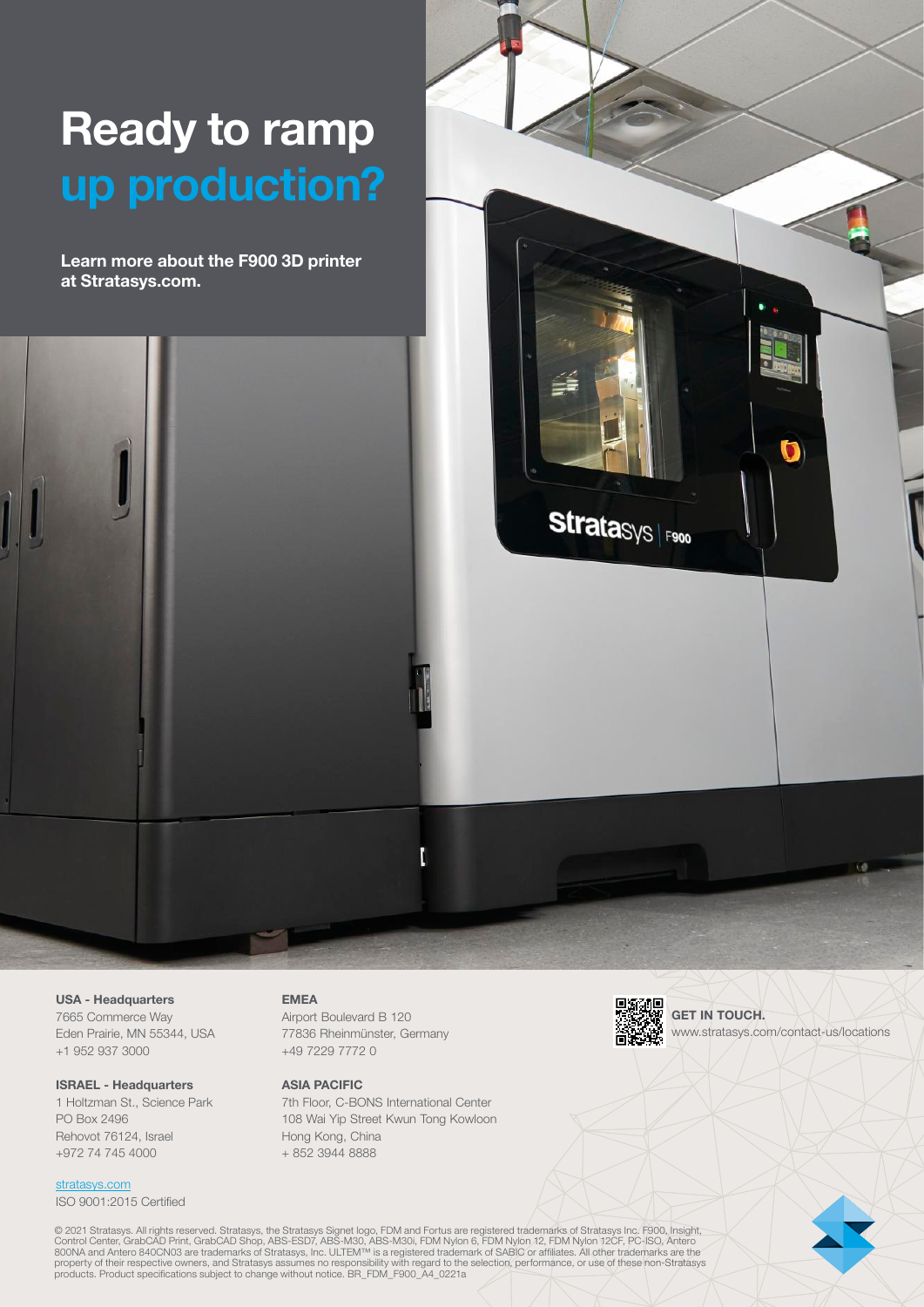# Ready to ramp up production?

**Learn more about the F900 3D printer at Stratasys.com.**

**USA - Headquarters**
7665 Commerce Way
Eden Prairie, MN 55344, USA
+1 952 937 3000

**ISRAEL - Headquarters**
1 Holtzman St., Science Park
PO Box 2496
Rehovot 76124, Israel
+972 74 745 4000

stratasys.com
ISO 9001:2015 Certified

**EMEA**
Airport Boulevard B 120
77836 Rheinmünster, Germany
+49 7229 7772 0

**ASIA PACIFIC**
7th Floor, C-BONS International Center
108 Wai Yip Street Kwun Tong Kowloon
Hong Kong, China
+ 852 3944 8888

**GET IN TOUCH.**
www.stratasys.com/contact-us/locations

© 2021 Stratasys. All rights reserved. Stratasys, the Stratasys Signet logo, FDM and Fortus are registered trademarks of Stratasys Inc. F900, Insight, Control Center, GrabCAD Print, GrabCAD Shop, ABS-ESD7, ABS-M30, ABS-M30i, FDM Nylon 6, FDM Nylon 12, FDM Nylon 12CF, PC-ISO, Antero 800NA and Antero 840CN03 are trademarks of Stratasys, Inc. ULTEM™ is a registered trademark of SABIC or affiliates. All other trademarks are the property of their respective owners, and Stratasys assumes no responsibility with regard to the selection, performance, or use of these non-Stratasys products. Product specifications subject to change without notice. BR_FDM_F900_A4_0221a